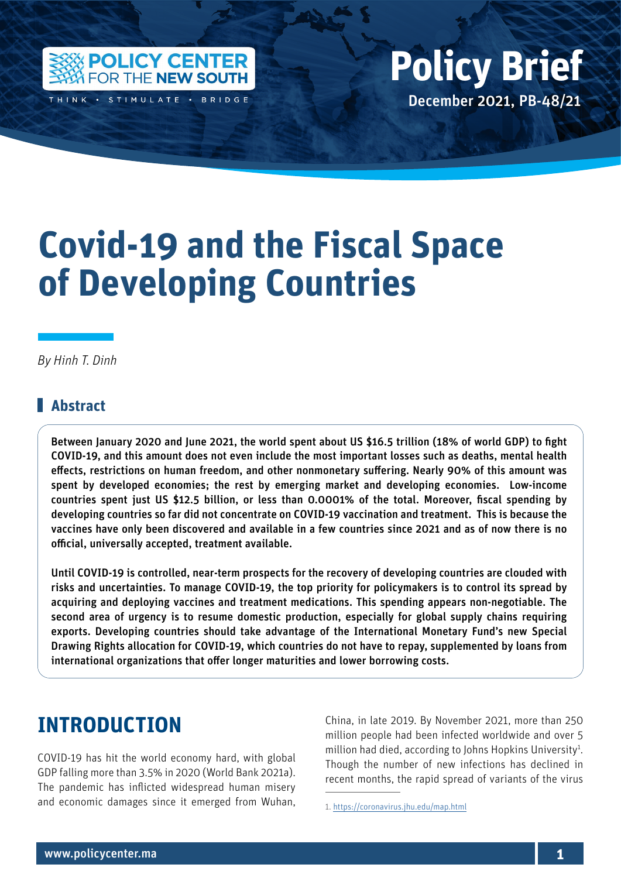Policy Brief

December 2021, PB-48/21

# Covid-19 and the Fiscal Space of Developing Countries

*By Hinh T. Dinh*

## Abstract

**Between January 2020 and June 2021, the world spent about US $16.5 trillion (18% of world GDP) to fight COVID-19, and this amount does not even include the most important losses such as deaths, mental health effects, restrictions on human freedom, and other nonmonetary suffering. Nearly 90% of this amount was spent by developed economies; the rest by emerging market and developing economies. Low-income countries spent just US $12.5 billion, or less than 0.0001% of the total. Moreover, fiscal spending by developing countries so far did not concentrate on COVID-19 vaccination and treatment. This is because the vaccines have only been discovered and available in a few countries since 2021 and as of now there is no official, universally accepted, treatment available.**

**Until COVID-19 is controlled, near-term prospects for the recovery of developing countries are clouded with risks and uncertainties. To manage COVID-19, the top priority for policymakers is to control its spread by acquiring and deploying vaccines and treatment medications. This spending appears non-negotiable. The second area of urgency is to resume domestic production, especially for global supply chains requiring exports. Developing countries should take advantage of the International Monetary Fund's new Special Drawing Rights allocation for COVID-19, which countries do not have to repay, supplemented by loans from international organizations that offer longer maturities and lower borrowing costs.**

## INTRODUCTION

COVID-19 has hit the world economy hard, with global GDP falling more than 3.5% in 2020 (World Bank 2021a). The pandemic has inflicted widespread human misery and economic damages since it emerged from Wuhan, China, in late 2019. By November 2021, more than 250 million people had been infected worldwide and over 5 million had died, according to Johns Hopkins University[1]. Though the number of new infections has declined in recent months, the rapid spread of variants of the virus

1. https://coronavirus.jhu.edu/map.html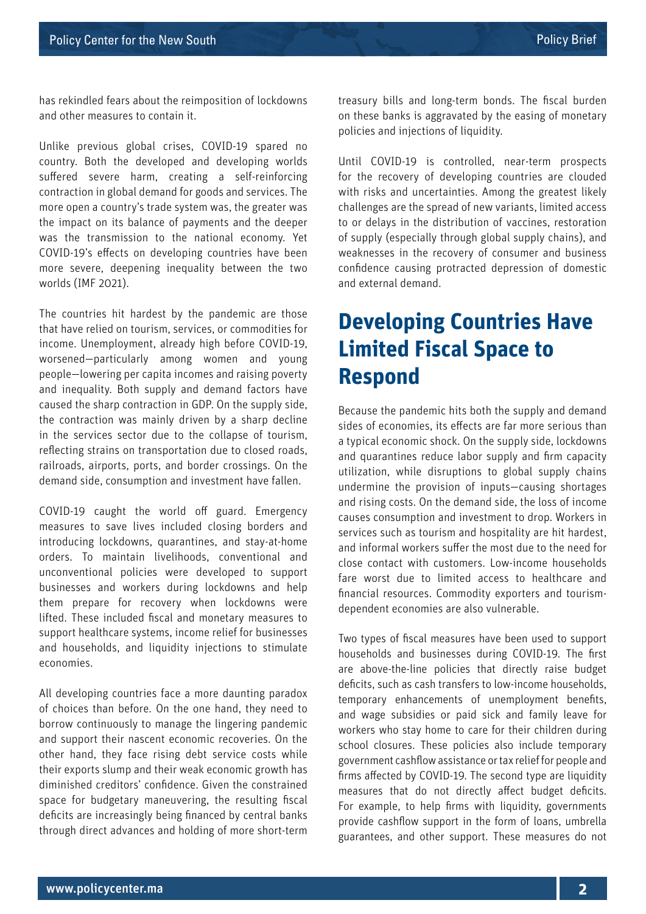has rekindled fears about the reimposition of lockdowns and other measures to contain it.

Unlike previous global crises, COVID-19 spared no country. Both the developed and developing worlds suffered severe harm, creating a self-reinforcing contraction in global demand for goods and services. The more open a country's trade system was, the greater was the impact on its balance of payments and the deeper was the transmission to the national economy. Yet COVID-19's effects on developing countries have been more severe, deepening inequality between the two worlds (IMF 2021).

The countries hit hardest by the pandemic are those that have relied on tourism, services, or commodities for income. Unemployment, already high before COVID-19, worsened—particularly among women and young people—lowering per capita incomes and raising poverty and inequality. Both supply and demand factors have caused the sharp contraction in GDP. On the supply side, the contraction was mainly driven by a sharp decline in the services sector due to the collapse of tourism, reflecting strains on transportation due to closed roads, railroads, airports, ports, and border crossings. On the demand side, consumption and investment have fallen.

COVID-19 caught the world off guard. Emergency measures to save lives included closing borders and introducing lockdowns, quarantines, and stay-at-home orders. To maintain livelihoods, conventional and unconventional policies were developed to support businesses and workers during lockdowns and help them prepare for recovery when lockdowns were lifted. These included fiscal and monetary measures to support healthcare systems, income relief for businesses and households, and liquidity injections to stimulate economies.

All developing countries face a more daunting paradox of choices than before. On the one hand, they need to borrow continuously to manage the lingering pandemic and support their nascent economic recoveries. On the other hand, they face rising debt service costs while their exports slump and their weak economic growth has diminished creditors' confidence. Given the constrained space for budgetary maneuvering, the resulting fiscal deficits are increasingly being financed by central banks through direct advances and holding of more short-term treasury bills and long-term bonds. The fiscal burden on these banks is aggravated by the easing of monetary policies and injections of liquidity.

Until COVID-19 is controlled, near-term prospects for the recovery of developing countries are clouded with risks and uncertainties. Among the greatest likely challenges are the spread of new variants, limited access to or delays in the distribution of vaccines, restoration of supply (especially through global supply chains), and weaknesses in the recovery of consumer and business confidence causing protracted depression of domestic and external demand.

## Developing Countries Have Limited Fiscal Space to Respond

Because the pandemic hits both the supply and demand sides of economies, its effects are far more serious than a typical economic shock. On the supply side, lockdowns and quarantines reduce labor supply and firm capacity utilization, while disruptions to global supply chains undermine the provision of inputs—causing shortages and rising costs. On the demand side, the loss of income causes consumption and investment to drop. Workers in services such as tourism and hospitality are hit hardest, and informal workers suffer the most due to the need for close contact with customers. Low-income households fare worst due to limited access to healthcare and financial resources. Commodity exporters and tourism-dependent economies are also vulnerable.

Two types of fiscal measures have been used to support households and businesses during COVID-19. The first are above-the-line policies that directly raise budget deficits, such as cash transfers to low-income households, temporary enhancements of unemployment benefits, and wage subsidies or paid sick and family leave for workers who stay home to care for their children during school closures. These policies also include temporary government cashflow assistance or tax relief for people and firms affected by COVID-19. The second type are liquidity measures that do not directly affect budget deficits. For example, to help firms with liquidity, governments provide cashflow support in the form of loans, umbrella guarantees, and other support. These measures do not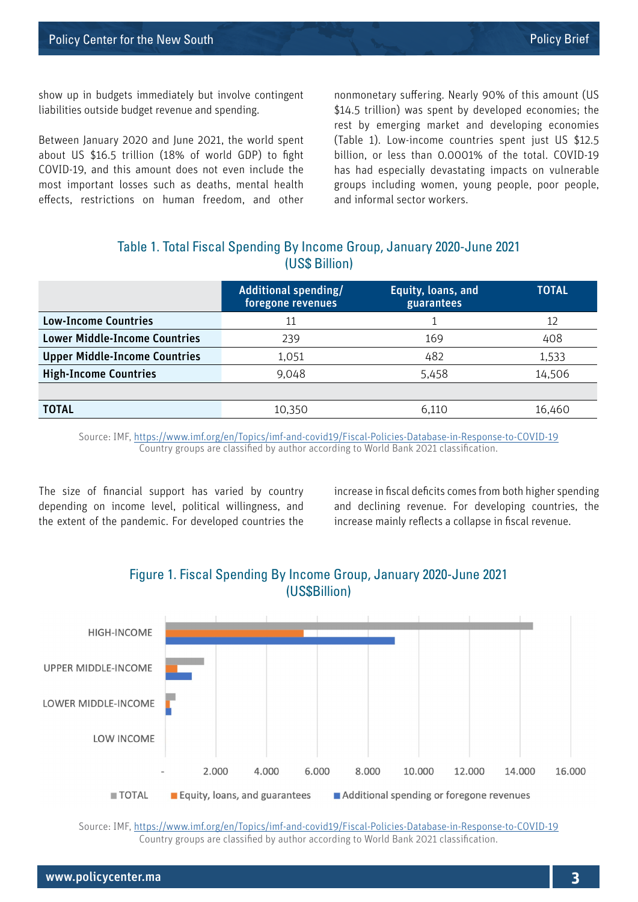show up in budgets immediately but involve contingent liabilities outside budget revenue and spending.

Between January 2020 and June 2021, the world spent about US $16.5 trillion (18% of world GDP) to fight COVID-19, and this amount does not even include the most important losses such as deaths, mental health effects, restrictions on human freedom, and other nonmonetary suffering. Nearly 90% of this amount (US $14.5 trillion) was spent by developed economies; the rest by emerging market and developing economies (Table 1). Low-income countries spent just US $12.5 billion, or less than 0.0001% of the total. COVID-19 has had especially devastating impacts on vulnerable groups including women, young people, poor people, and informal sector workers.

### Table 1. Total Fiscal Spending By Income Group, January 2020-June 2021 (US$ Billion)

| | Additional spending/ foregone revenues | Equity, loans, and guarantees | TOTAL |
|---|---|---|---|
| **Low-Income Countries** | 11 | 1 | 12 |
| **Lower Middle-Income Countries** | 239 | 169 | 408 |
| **Upper Middle-Income Countries** | 1,051 | 482 | 1,533 |
| **High-Income Countries** | 9,048 | 5,458 | 14,506 |
| | | | |
| **TOTAL** | 10,350 | 6,110 | 16,460 |

Source: IMF, https://www.imf.org/en/Topics/imf-and-covid19/Fiscal-Policies-Database-in-Response-to-COVID-19
Country groups are classified by author according to World Bank 2021 classification.

The size of financial support has varied by country depending on income level, political willingness, and the extent of the pandemic. For developed countries the increase in fiscal deficits comes from both higher spending and declining revenue. For developing countries, the increase mainly reflects a collapse in fiscal revenue.

### Figure 1. Fiscal Spending By Income Group, January 2020-June 2021 (US$Billion)

Source: IMF, https://www.imf.org/en/Topics/imf-and-covid19/Fiscal-Policies-Database-in-Response-to-COVID-19
Country groups are classified by author according to World Bank 2021 classification.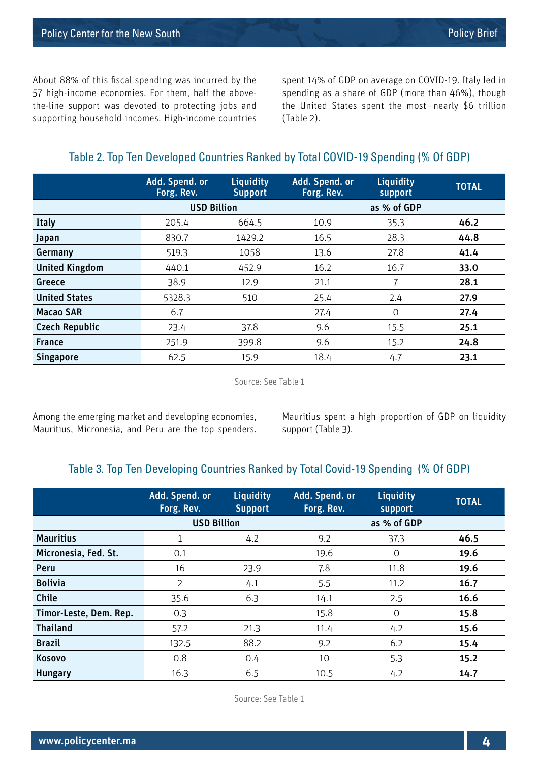About 88% of this fiscal spending was incurred by the 57 high-income economies. For them, half the above-the-line support was devoted to protecting jobs and supporting household incomes. High-income countries spent 14% of GDP on average on COVID-19. Italy led in spending as a share of GDP (more than 46%), though the United States spent the most—nearly $6 trillion (Table 2).

## Table 2. Top Ten Developed Countries Ranked by Total COVID-19 Spending (% Of GDP)

| | Add. Spend. or Forg. Rev. | Liquidity Support | Add. Spend. or Forg. Rev. | Liquidity support | TOTAL |
|---|---|---|---|---|---|
| | USD Billion | | as % of GDP | | |
| **Italy** | 205.4 | 664.5 | 10.9 | 35.3 | **46.2** |
| **Japan** | 830.7 | 1429.2 | 16.5 | 28.3 | **44.8** |
| **Germany** | 519.3 | 1058 | 13.6 | 27.8 | **41.4** |
| **United Kingdom** | 440.1 | 452.9 | 16.2 | 16.7 | **33.0** |
| **Greece** | 38.9 | 12.9 | 21.1 | 7 | **28.1** |
| **United States** | 5328.3 | 510 | 25.4 | 2.4 | **27.9** |
| **Macao SAR** | 6.7 | | 27.4 | 0 | **27.4** |
| **Czech Republic** | 23.4 | 37.8 | 9.6 | 15.5 | **25.1** |
| **France** | 251.9 | 399.8 | 9.6 | 15.2 | **24.8** |
| **Singapore** | 62.5 | 15.9 | 18.4 | 4.7 | **23.1** |

Source: See Table 1

Among the emerging market and developing economies, Mauritius, Micronesia, and Peru are the top spenders. Mauritius spent a high proportion of GDP on liquidity support (Table 3).

## Table 3. Top Ten Developing Countries Ranked by Total Covid-19 Spending (% Of GDP)

| | Add. Spend. or Forg. Rev. | Liquidity Support | Add. Spend. or Forg. Rev. | Liquidity support | TOTAL |
|---|---|---|---|---|---|
| | USD Billion | | as % of GDP | | |
| **Mauritius** | 1 | 4.2 | 9.2 | 37.3 | **46.5** |
| **Micronesia, Fed. St.** | 0.1 | | 19.6 | 0 | **19.6** |
| **Peru** | 16 | 23.9 | 7.8 | 11.8 | **19.6** |
| **Bolivia** | 2 | 4.1 | 5.5 | 11.2 | **16.7** |
| **Chile** | 35.6 | 6.3 | 14.1 | 2.5 | **16.6** |
| **Timor-Leste, Dem. Rep.** | 0.3 | | 15.8 | 0 | **15.8** |
| **Thailand** | 57.2 | 21.3 | 11.4 | 4.2 | **15.6** |
| **Brazil** | 132.5 | 88.2 | 9.2 | 6.2 | **15.4** |
| **Kosovo** | 0.8 | 0.4 | 10 | 5.3 | **15.2** |
| **Hungary** | 16.3 | 6.5 | 10.5 | 4.2 | **14.7** |

Source: See Table 1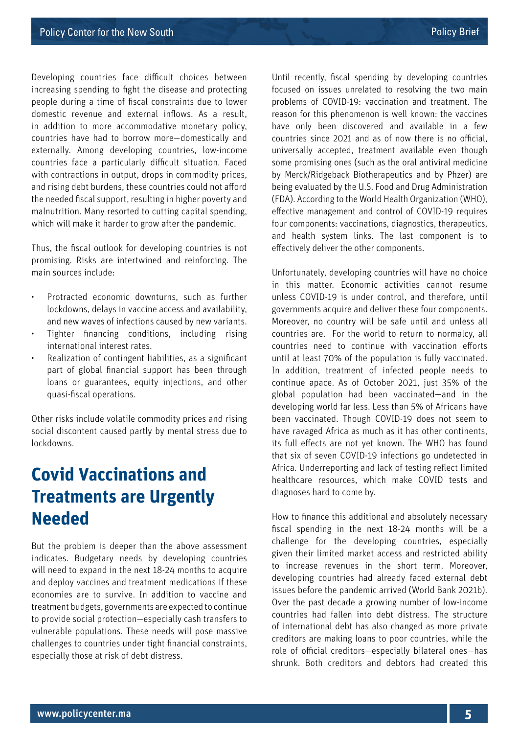Developing countries face difficult choices between increasing spending to fight the disease and protecting people during a time of fiscal constraints due to lower domestic revenue and external inflows. As a result, in addition to more accommodative monetary policy, countries have had to borrow more—domestically and externally. Among developing countries, low-income countries face a particularly difficult situation. Faced with contractions in output, drops in commodity prices, and rising debt burdens, these countries could not afford the needed fiscal support, resulting in higher poverty and malnutrition. Many resorted to cutting capital spending, which will make it harder to grow after the pandemic.

Thus, the fiscal outlook for developing countries is not promising. Risks are intertwined and reinforcing. The main sources include:

- Protracted economic downturns, such as further lockdowns, delays in vaccine access and availability, and new waves of infections caused by new variants.
- Tighter financing conditions, including rising international interest rates.
- Realization of contingent liabilities, as a significant part of global financial support has been through loans or guarantees, equity injections, and other quasi-fiscal operations.

Other risks include volatile commodity prices and rising social discontent caused partly by mental stress due to lockdowns.

## Covid Vaccinations and Treatments are Urgently Needed

But the problem is deeper than the above assessment indicates. Budgetary needs by developing countries will need to expand in the next 18-24 months to acquire and deploy vaccines and treatment medications if these economies are to survive. In addition to vaccine and treatment budgets, governments are expected to continue to provide social protection—especially cash transfers to vulnerable populations. These needs will pose massive challenges to countries under tight financial constraints, especially those at risk of debt distress.

Until recently, fiscal spending by developing countries focused on issues unrelated to resolving the two main problems of COVID-19: vaccination and treatment. The reason for this phenomenon is well known: the vaccines have only been discovered and available in a few countries since 2021 and as of now there is no official, universally accepted, treatment available even though some promising ones (such as the oral antiviral medicine by Merck/Ridgeback Biotherapeutics and by Pfizer) are being evaluated by the U.S. Food and Drug Administration (FDA). According to the World Health Organization (WHO), effective management and control of COVID-19 requires four components: vaccinations, diagnostics, therapeutics, and health system links. The last component is to effectively deliver the other components.

Unfortunately, developing countries will have no choice in this matter. Economic activities cannot resume unless COVID-19 is under control, and therefore, until governments acquire and deliver these four components. Moreover, no country will be safe until and unless all countries are. For the world to return to normalcy, all countries need to continue with vaccination efforts until at least 70% of the population is fully vaccinated. In addition, treatment of infected people needs to continue apace. As of October 2021, just 35% of the global population had been vaccinated—and in the developing world far less. Less than 5% of Africans have been vaccinated. Though COVID-19 does not seem to have ravaged Africa as much as it has other continents, its full effects are not yet known. The WHO has found that six of seven COVID-19 infections go undetected in Africa. Underreporting and lack of testing reflect limited healthcare resources, which make COVID tests and diagnoses hard to come by.

How to finance this additional and absolutely necessary fiscal spending in the next 18-24 months will be a challenge for the developing countries, especially given their limited market access and restricted ability to increase revenues in the short term. Moreover, developing countries had already faced external debt issues before the pandemic arrived (World Bank 2021b). Over the past decade a growing number of low-income countries had fallen into debt distress. The structure of international debt has also changed as more private creditors are making loans to poor countries, while the role of official creditors—especially bilateral ones—has shrunk. Both creditors and debtors had created this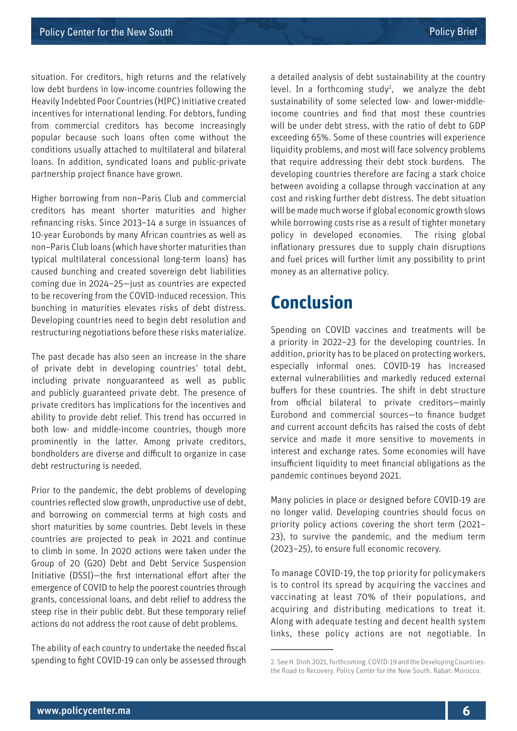situation. For creditors, high returns and the relatively low debt burdens in low-income countries following the Heavily Indebted Poor Countries (HIPC) initiative created incentives for international lending. For debtors, funding from commercial creditors has become increasingly popular because such loans often come without the conditions usually attached to multilateral and bilateral loans. In addition, syndicated loans and public-private partnership project finance have grown.

Higher borrowing from non–Paris Club and commercial creditors has meant shorter maturities and higher refinancing risks. Since 2013–14 a surge in issuances of 10-year Eurobonds by many African countries as well as non–Paris Club loans (which have shorter maturities than typical multilateral concessional long-term loans) has caused bunching and created sovereign debt liabilities coming due in 2024–25—just as countries are expected to be recovering from the COVID-induced recession. This bunching in maturities elevates risks of debt distress. Developing countries need to begin debt resolution and restructuring negotiations before these risks materialize.

The past decade has also seen an increase in the share of private debt in developing countries' total debt, including private nonguaranteed as well as public and publicly guaranteed private debt. The presence of private creditors has implications for the incentives and ability to provide debt relief. This trend has occurred in both low- and middle-income countries, though more prominently in the latter. Among private creditors, bondholders are diverse and difficult to organize in case debt restructuring is needed.

Prior to the pandemic, the debt problems of developing countries reflected slow growth, unproductive use of debt, and borrowing on commercial terms at high costs and short maturities by some countries. Debt levels in these countries are projected to peak in 2021 and continue to climb in some. In 2020 actions were taken under the Group of 20 (G20) Debt and Debt Service Suspension Initiative (DSSI)—the first international effort after the emergence of COVID to help the poorest countries through grants, concessional loans, and debt relief to address the steep rise in their public debt. But these temporary relief actions do not address the root cause of debt problems.

The ability of each country to undertake the needed fiscal spending to fight COVID-19 can only be assessed through a detailed analysis of debt sustainability at the country level. In a forthcoming study[2], we analyze the debt sustainability of some selected low- and lower-middle-income countries and find that most these countries will be under debt stress, with the ratio of debt to GDP exceeding 65%. Some of these countries will experience liquidity problems, and most will face solvency problems that require addressing their debt stock burdens. The developing countries therefore are facing a stark choice between avoiding a collapse through vaccination at any cost and risking further debt distress. The debt situation will be made much worse if global economic growth slows while borrowing costs rise as a result of tighter monetary policy in developed economies. The rising global inflationary pressures due to supply chain disruptions and fuel prices will further limit any possibility to print money as an alternative policy.

## Conclusion

Spending on COVID vaccines and treatments will be a priority in 2022–23 for the developing countries. In addition, priority has to be placed on protecting workers, especially informal ones. COVID-19 has increased external vulnerabilities and markedly reduced external buffers for these countries. The shift in debt structure from official bilateral to private creditors—mainly Eurobond and commercial sources—to finance budget and current account deficits has raised the costs of debt service and made it more sensitive to movements in interest and exchange rates. Some economies will have insufficient liquidity to meet financial obligations as the pandemic continues beyond 2021.

Many policies in place or designed before COVID-19 are no longer valid. Developing countries should focus on priority policy actions covering the short term (2021–23), to survive the pandemic, and the medium term (2023–25), to ensure full economic recovery.

To manage COVID-19, the top priority for policymakers is to control its spread by acquiring the vaccines and vaccinating at least 70% of their populations, and acquiring and distributing medications to treat it. Along with adequate testing and decent health system links, these policy actions are not negotiable. In

---

2. See H. Dinh.2021, forthcoming. COVID-19 and the Developing Countries- the Road to Recovery. Policy Center for the New South. Rabat: Morocco.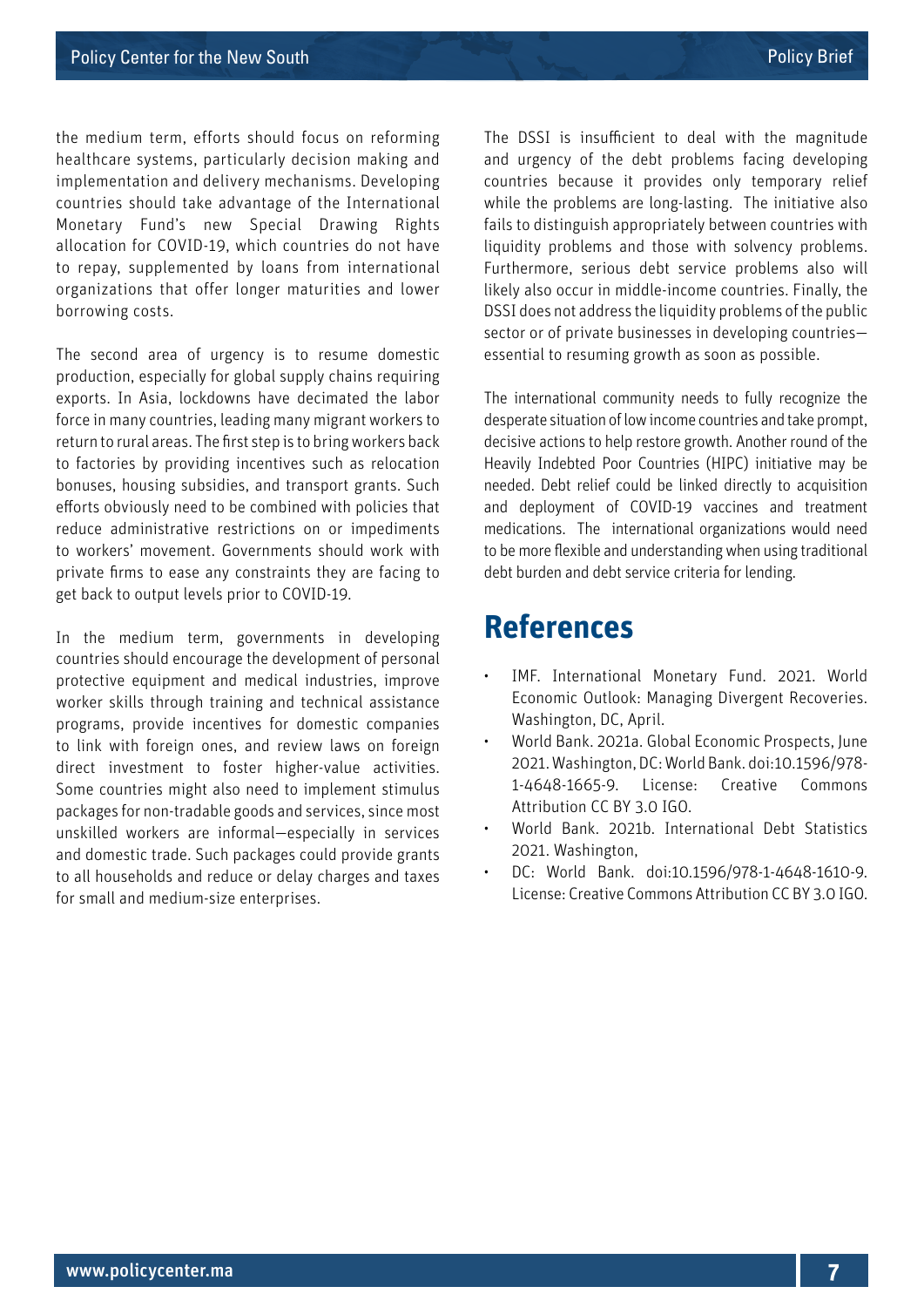the medium term, efforts should focus on reforming healthcare systems, particularly decision making and implementation and delivery mechanisms. Developing countries should take advantage of the International Monetary Fund's new Special Drawing Rights allocation for COVID-19, which countries do not have to repay, supplemented by loans from international organizations that offer longer maturities and lower borrowing costs.

The second area of urgency is to resume domestic production, especially for global supply chains requiring exports. In Asia, lockdowns have decimated the labor force in many countries, leading many migrant workers to return to rural areas. The first step is to bring workers back to factories by providing incentives such as relocation bonuses, housing subsidies, and transport grants. Such efforts obviously need to be combined with policies that reduce administrative restrictions on or impediments to workers' movement. Governments should work with private firms to ease any constraints they are facing to get back to output levels prior to COVID-19.

In the medium term, governments in developing countries should encourage the development of personal protective equipment and medical industries, improve worker skills through training and technical assistance programs, provide incentives for domestic companies to link with foreign ones, and review laws on foreign direct investment to foster higher-value activities. Some countries might also need to implement stimulus packages for non-tradable goods and services, since most unskilled workers are informal—especially in services and domestic trade. Such packages could provide grants to all households and reduce or delay charges and taxes for small and medium-size enterprises.

The DSSI is insufficient to deal with the magnitude and urgency of the debt problems facing developing countries because it provides only temporary relief while the problems are long-lasting. The initiative also fails to distinguish appropriately between countries with liquidity problems and those with solvency problems. Furthermore, serious debt service problems also will likely also occur in middle-income countries. Finally, the DSSI does not address the liquidity problems of the public sector or of private businesses in developing countries—essential to resuming growth as soon as possible.

The international community needs to fully recognize the desperate situation of low income countries and take prompt, decisive actions to help restore growth. Another round of the Heavily Indebted Poor Countries (HIPC) initiative may be needed. Debt relief could be linked directly to acquisition and deployment of COVID-19 vaccines and treatment medications. The international organizations would need to be more flexible and understanding when using traditional debt burden and debt service criteria for lending.

# References

- IMF. International Monetary Fund. 2021. World Economic Outlook: Managing Divergent Recoveries. Washington, DC, April.
- World Bank. 2021a. Global Economic Prospects, June 2021. Washington, DC: World Bank. doi:10.1596/978-1-4648-1665-9. License: Creative Commons Attribution CC BY 3.0 IGO.
- World Bank. 2021b. International Debt Statistics 2021. Washington,
- DC: World Bank. doi:10.1596/978-1-4648-1610-9. License: Creative Commons Attribution CC BY 3.0 IGO.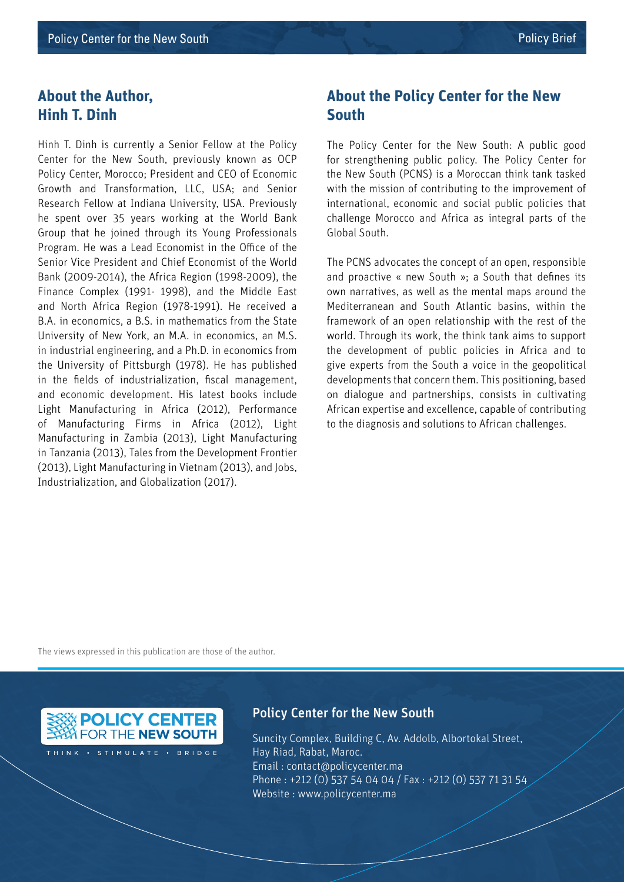## About the Author, Hinh T. Dinh

Hinh T. Dinh is currently a Senior Fellow at the Policy Center for the New South, previously known as OCP Policy Center, Morocco; President and CEO of Economic Growth and Transformation, LLC, USA; and Senior Research Fellow at Indiana University, USA. Previously he spent over 35 years working at the World Bank Group that he joined through its Young Professionals Program. He was a Lead Economist in the Office of the Senior Vice President and Chief Economist of the World Bank (2009-2014), the Africa Region (1998-2009), the Finance Complex (1991- 1998), and the Middle East and North Africa Region (1978-1991). He received a B.A. in economics, a B.S. in mathematics from the State University of New York, an M.A. in economics, an M.S. in industrial engineering, and a Ph.D. in economics from the University of Pittsburgh (1978). He has published in the fields of industrialization, fiscal management, and economic development. His latest books include Light Manufacturing in Africa (2012), Performance of Manufacturing Firms in Africa (2012), Light Manufacturing in Zambia (2013), Light Manufacturing in Tanzania (2013), Tales from the Development Frontier (2013), Light Manufacturing in Vietnam (2013), and Jobs, Industrialization, and Globalization (2017).

## About the Policy Center for the New South

The Policy Center for the New South: A public good for strengthening public policy. The Policy Center for the New South (PCNS) is a Moroccan think tank tasked with the mission of contributing to the improvement of international, economic and social public policies that challenge Morocco and Africa as integral parts of the Global South.

The PCNS advocates the concept of an open, responsible and proactive « new South »; a South that defines its own narratives, as well as the mental maps around the Mediterranean and South Atlantic basins, within the framework of an open relationship with the rest of the world. Through its work, the think tank aims to support the development of public policies in Africa and to give experts from the South a voice in the geopolitical developments that concern them. This positioning, based on dialogue and partnerships, consists in cultivating African expertise and excellence, capable of contributing to the diagnosis and solutions to African challenges.

The views expressed in this publication are those of the author.

POLICY CENTER FOR THE NEW SOUTH

THINK • STIMULATE • BRIDGE

### Policy Center for the New South

Suncity Complex, Building C, Av. Addolb, Albortokal Street,
Hay Riad, Rabat, Maroc.
Email : contact@policycenter.ma
Phone : +212 (0) 537 54 04 04 / Fax : +212 (0) 537 71 31 54
Website : www.policycenter.ma